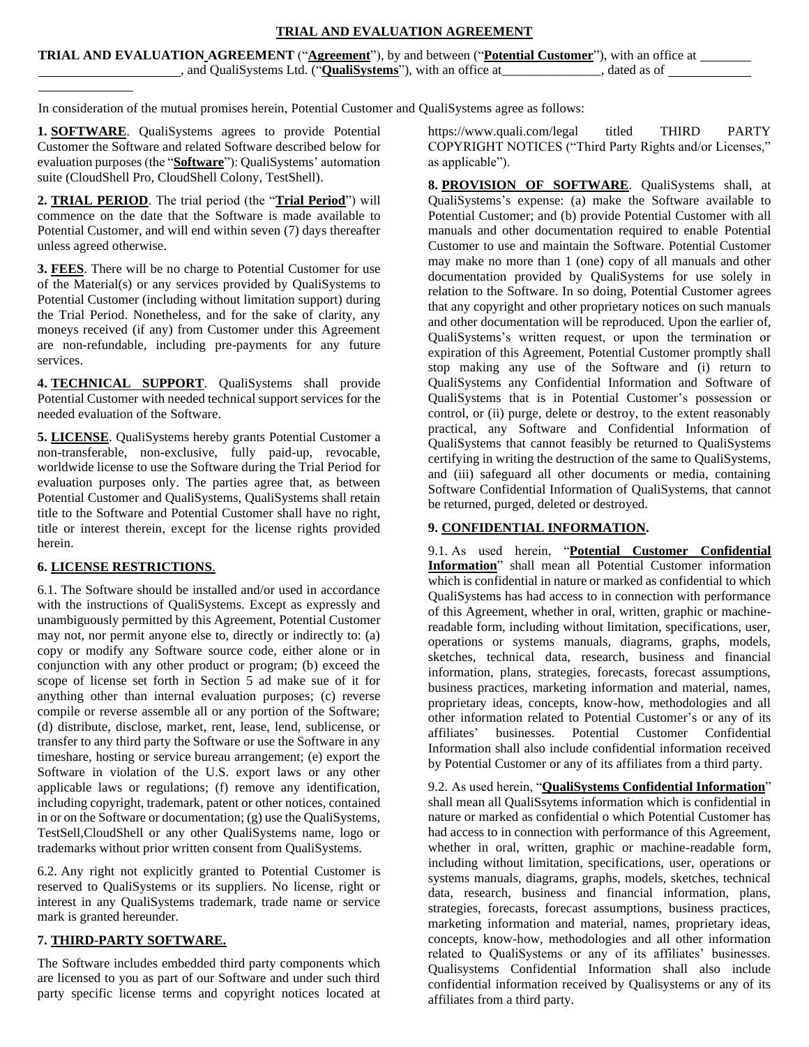# TRIAL AND EVALUATION AGREEMENT

**TRIAL AND EVALUATION AGREEMENT** ("**Agreement**"), by and between ("**Potential Customer**"), with an office at ________ ____________________, and QualiSystems Ltd. ("**QualiSystems**"), with an office at_______________, dated as of ____________ ____________

In consideration of the mutual promises herein, Potential Customer and QualiSystems agree as follows:

**1. SOFTWARE**. QualiSystems agrees to provide Potential Customer the Software and related Software described below for evaluation purposes (the "**Software**"): QualiSystems' automation suite (CloudShell Pro, CloudShell Colony, TestShell).

**2. TRIAL PERIOD**. The trial period (the "**Trial Period**") will commence on the date that the Software is made available to Potential Customer, and will end within seven (7) days thereafter unless agreed otherwise.

**3. FEES**. There will be no charge to Potential Customer for use of the Material(s) or any services provided by QualiSystems to Potential Customer (including without limitation support) during the Trial Period. Nonetheless, and for the sake of clarity, any moneys received (if any) from Customer under this Agreement are non-refundable, including pre-payments for any future services.

**4. TECHNICAL SUPPORT**. QualiSystems shall provide Potential Customer with needed technical support services for the needed evaluation of the Software.

**5. LICENSE**. QualiSystems hereby grants Potential Customer a non-transferable, non-exclusive, fully paid-up, revocable, worldwide license to use the Software during the Trial Period for evaluation purposes only. The parties agree that, as between Potential Customer and QualiSystems, QualiSystems shall retain title to the Software and Potential Customer shall have no right, title or interest therein, except for the license rights provided herein.

**6. LICENSE RESTRICTIONS**.

6.1. The Software should be installed and/or used in accordance with the instructions of QualiSystems. Except as expressly and unambiguously permitted by this Agreement, Potential Customer may not, nor permit anyone else to, directly or indirectly to: (a) copy or modify any Software source code, either alone or in conjunction with any other product or program; (b) exceed the scope of license set forth in Section 5 ad make sue of it for anything other than internal evaluation purposes; (c) reverse compile or reverse assemble all or any portion of the Software; (d) distribute, disclose, market, rent, lease, lend, sublicense, or transfer to any third party the Software or use the Software in any timeshare, hosting or service bureau arrangement; (e) export the Software in violation of the U.S. export laws or any other applicable laws or regulations; (f) remove any identification, including copyright, trademark, patent or other notices, contained in or on the Software or documentation; (g) use the QualiSystems, TestSell,CloudShell or any other QualiSystems name, logo or trademarks without prior written consent from QualiSystems.

6.2. Any right not explicitly granted to Potential Customer is reserved to QualiSystems or its suppliers. No license, right or interest in any QualiSystems trademark, trade name or service mark is granted hereunder.

**7. THIRD-PARTY SOFTWARE.**

The Software includes embedded third party components which are licensed to you as part of our Software and under such third party specific license terms and copyright notices located at https://www.quali.com/legal titled THIRD PARTY COPYRIGHT NOTICES ("Third Party Rights and/or Licenses," as applicable").

**8. PROVISION OF SOFTWARE**. QualiSystems shall, at QualiSystems's expense: (a) make the Software available to Potential Customer; and (b) provide Potential Customer with all manuals and other documentation required to enable Potential Customer to use and maintain the Software. Potential Customer may make no more than 1 (one) copy of all manuals and other documentation provided by QualiSystems for use solely in relation to the Software. In so doing, Potential Customer agrees that any copyright and other proprietary notices on such manuals and other documentation will be reproduced. Upon the earlier of, QualiSystems's written request, or upon the termination or expiration of this Agreement, Potential Customer promptly shall stop making any use of the Software and (i) return to QualiSystems any Confidential Information and Software of QualiSystems that is in Potential Customer's possession or control, or (ii) purge, delete or destroy, to the extent reasonably practical, any Software and Confidential Information of QualiSystems that cannot feasibly be returned to QualiSystems certifying in writing the destruction of the same to QualiSystems, and (iii) safeguard all other documents or media, containing Software Confidential Information of QualiSystems, that cannot be returned, purged, deleted or destroyed.

**9. CONFIDENTIAL INFORMATION.**

9.1. As used herein, "**Potential Customer Confidential Information**" shall mean all Potential Customer information which is confidential in nature or marked as confidential to which QualiSystems has had access to in connection with performance of this Agreement, whether in oral, written, graphic or machine-readable form, including without limitation, specifications, user, operations or systems manuals, diagrams, graphs, models, sketches, technical data, research, business and financial information, plans, strategies, forecasts, forecast assumptions, business practices, marketing information and material, names, proprietary ideas, concepts, know-how, methodologies and all other information related to Potential Customer's or any of its affiliates' businesses. Potential Customer Confidential Information shall also include confidential information received by Potential Customer or any of its affiliates from a third party.

9.2. As used herein, "**QualiSystems Confidential Information**" shall mean all QualiSsytems information which is confidential in nature or marked as confidential o which Potential Customer has had access to in connection with performance of this Agreement, whether in oral, written, graphic or machine-readable form, including without limitation, specifications, user, operations or systems manuals, diagrams, graphs, models, sketches, technical data, research, business and financial information, plans, strategies, forecasts, forecast assumptions, business practices, marketing information and material, names, proprietary ideas, concepts, know-how, methodologies and all other information related to QualiSystems or any of its affiliates' businesses. Qualisystems Confidential Information shall also include confidential information received by Qualisystems or any of its affiliates from a third party.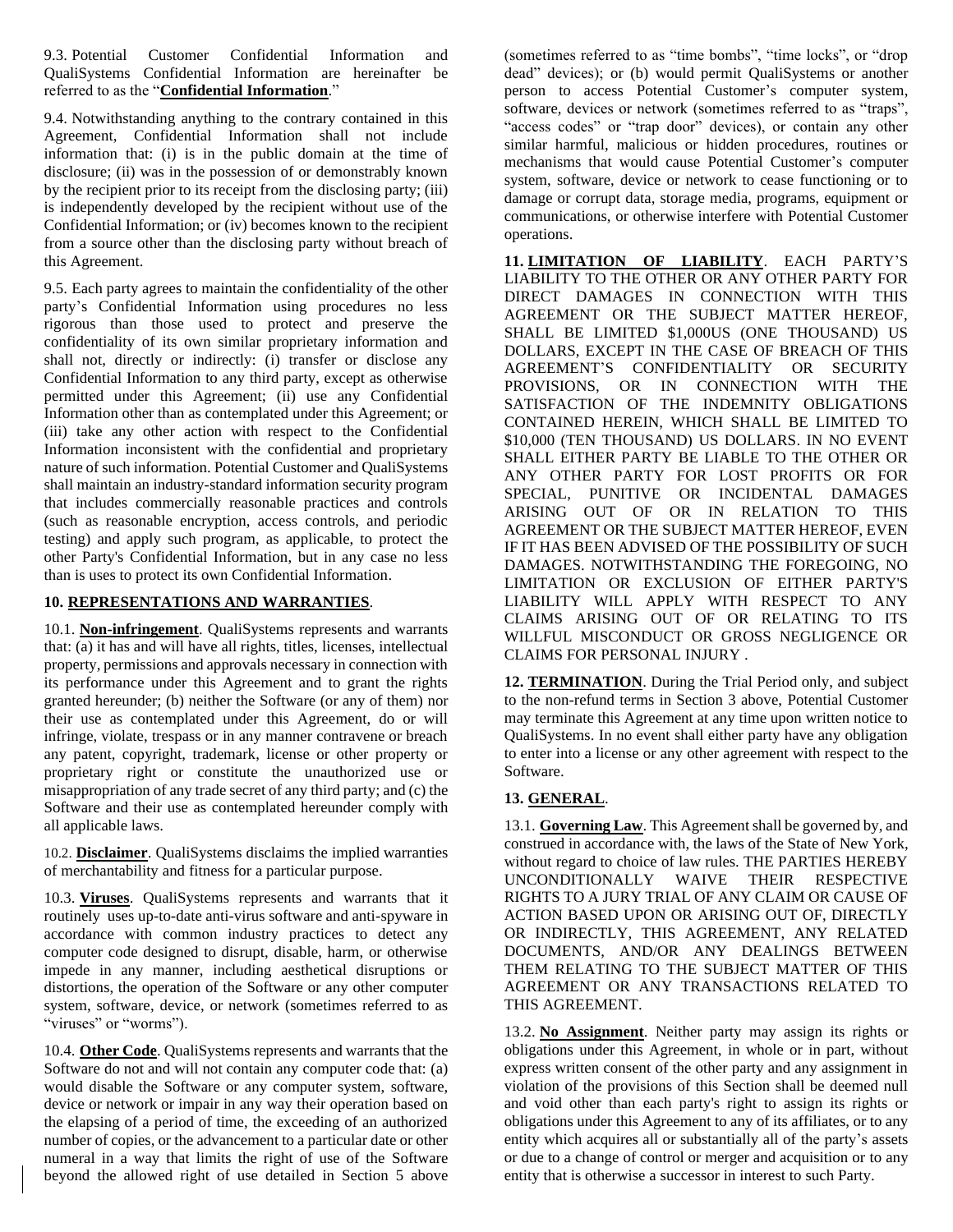9.3. Potential Customer Confidential Information and QualiSystems Confidential Information are hereinafter be referred to as the "**Confidential Information**."

9.4. Notwithstanding anything to the contrary contained in this Agreement, Confidential Information shall not include information that: (i) is in the public domain at the time of disclosure; (ii) was in the possession of or demonstrably known by the recipient prior to its receipt from the disclosing party; (iii) is independently developed by the recipient without use of the Confidential Information; or (iv) becomes known to the recipient from a source other than the disclosing party without breach of this Agreement.

9.5. Each party agrees to maintain the confidentiality of the other party's Confidential Information using procedures no less rigorous than those used to protect and preserve the confidentiality of its own similar proprietary information and shall not, directly or indirectly: (i) transfer or disclose any Confidential Information to any third party, except as otherwise permitted under this Agreement; (ii) use any Confidential Information other than as contemplated under this Agreement; or (iii) take any other action with respect to the Confidential Information inconsistent with the confidential and proprietary nature of such information. Potential Customer and QualiSystems shall maintain an industry-standard information security program that includes commercially reasonable practices and controls (such as reasonable encryption, access controls, and periodic testing) and apply such program, as applicable, to protect the other Party's Confidential Information, but in any case no less than is uses to protect its own Confidential Information.

**10. REPRESENTATIONS AND WARRANTIES**.

10.1. **Non-infringement**. QualiSystems represents and warrants that: (a) it has and will have all rights, titles, licenses, intellectual property, permissions and approvals necessary in connection with its performance under this Agreement and to grant the rights granted hereunder; (b) neither the Software (or any of them) nor their use as contemplated under this Agreement, do or will infringe, violate, trespass or in any manner contravene or breach any patent, copyright, trademark, license or other property or proprietary right or constitute the unauthorized use or misappropriation of any trade secret of any third party; and (c) the Software and their use as contemplated hereunder comply with all applicable laws.

10.2. **Disclaimer**. QualiSystems disclaims the implied warranties of merchantability and fitness for a particular purpose.

10.3. **Viruses**. QualiSystems represents and warrants that it routinely uses up-to-date anti-virus software and anti-spyware in accordance with common industry practices to detect any computer code designed to disrupt, disable, harm, or otherwise impede in any manner, including aesthetical disruptions or distortions, the operation of the Software or any other computer system, software, device, or network (sometimes referred to as "viruses" or "worms").

10.4. **Other Code**. QualiSystems represents and warrants that the Software do not and will not contain any computer code that: (a) would disable the Software or any computer system, software, device or network or impair in any way their operation based on the elapsing of a period of time, the exceeding of an authorized number of copies, or the advancement to a particular date or other numeral in a way that limits the right of use of the Software beyond the allowed right of use detailed in Section 5 above (sometimes referred to as "time bombs", "time locks", or "drop dead" devices); or (b) would permit QualiSystems or another person to access Potential Customer's computer system, software, devices or network (sometimes referred to as "traps", "access codes" or "trap door" devices), or contain any other similar harmful, malicious or hidden procedures, routines or mechanisms that would cause Potential Customer's computer system, software, device or network to cease functioning or to damage or corrupt data, storage media, programs, equipment or communications, or otherwise interfere with Potential Customer operations.

**11. LIMITATION OF LIABILITY**. EACH PARTY'S LIABILITY TO THE OTHER OR ANY OTHER PARTY FOR DIRECT DAMAGES IN CONNECTION WITH THIS AGREEMENT OR THE SUBJECT MATTER HEREOF, SHALL BE LIMITED $1,000US (ONE THOUSAND) US DOLLARS, EXCEPT IN THE CASE OF BREACH OF THIS AGREEMENT'S CONFIDENTIALITY OR SECURITY PROVISIONS, OR IN CONNECTION WITH THE SATISFACTION OF THE INDEMNITY OBLIGATIONS CONTAINED HEREIN, WHICH SHALL BE LIMITED TO $10,000 (TEN THOUSAND) US DOLLARS. IN NO EVENT SHALL EITHER PARTY BE LIABLE TO THE OTHER OR ANY OTHER PARTY FOR LOST PROFITS OR FOR SPECIAL, PUNITIVE OR INCIDENTAL DAMAGES ARISING OUT OF OR IN RELATION TO THIS AGREEMENT OR THE SUBJECT MATTER HEREOF, EVEN IF IT HAS BEEN ADVISED OF THE POSSIBILITY OF SUCH DAMAGES. NOTWITHSTANDING THE FOREGOING, NO LIMITATION OR EXCLUSION OF EITHER PARTY'S LIABILITY WILL APPLY WITH RESPECT TO ANY CLAIMS ARISING OUT OF OR RELATING TO ITS WILLFUL MISCONDUCT OR GROSS NEGLIGENCE OR CLAIMS FOR PERSONAL INJURY .

**12. TERMINATION**. During the Trial Period only, and subject to the non-refund terms in Section 3 above, Potential Customer may terminate this Agreement at any time upon written notice to QualiSystems. In no event shall either party have any obligation to enter into a license or any other agreement with respect to the Software.

**13. GENERAL**.

13.1. **Governing Law**. This Agreement shall be governed by, and construed in accordance with, the laws of the State of New York, without regard to choice of law rules. THE PARTIES HEREBY UNCONDITIONALLY WAIVE THEIR RESPECTIVE RIGHTS TO A JURY TRIAL OF ANY CLAIM OR CAUSE OF ACTION BASED UPON OR ARISING OUT OF, DIRECTLY OR INDIRECTLY, THIS AGREEMENT, ANY RELATED DOCUMENTS, AND/OR ANY DEALINGS BETWEEN THEM RELATING TO THE SUBJECT MATTER OF THIS AGREEMENT OR ANY TRANSACTIONS RELATED TO THIS AGREEMENT.

13.2. **No Assignment**. Neither party may assign its rights or obligations under this Agreement, in whole or in part, without express written consent of the other party and any assignment in violation of the provisions of this Section shall be deemed null and void other than each party's right to assign its rights or obligations under this Agreement to any of its affiliates, or to any entity which acquires all or substantially all of the party's assets or due to a change of control or merger and acquisition or to any entity that is otherwise a successor in interest to such Party.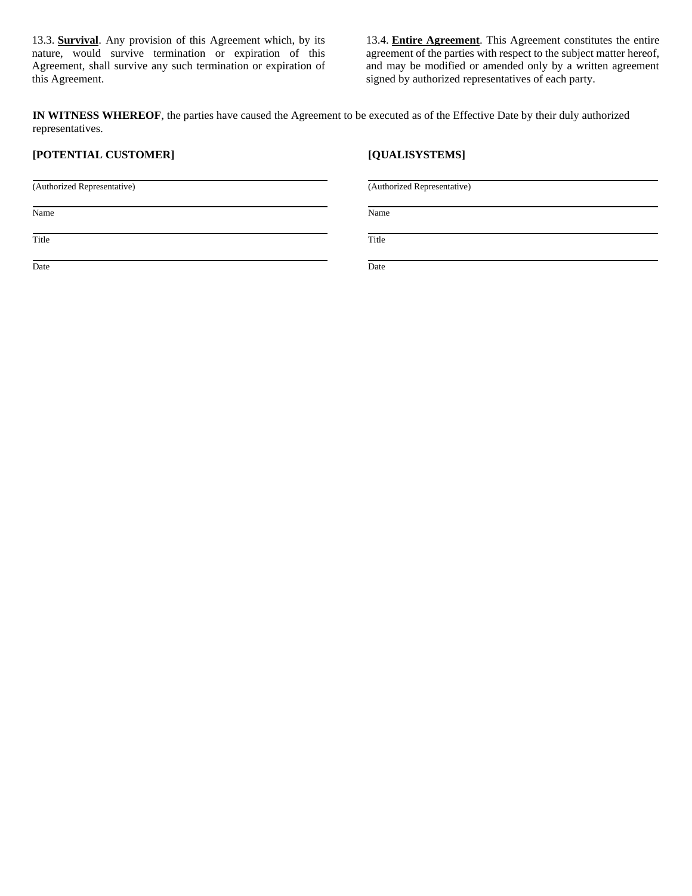13.3. **<u>Survival</u>**. Any provision of this Agreement which, by its nature, would survive termination or expiration of this Agreement, shall survive any such termination or expiration of this Agreement.

13.4. **<u>Entire Agreement</u>**. This Agreement constitutes the entire agreement of the parties with respect to the subject matter hereof, and may be modified or amended only by a written agreement signed by authorized representatives of each party.

**IN WITNESS WHEREOF**, the parties have caused the Agreement to be executed as of the Effective Date by their duly authorized representatives.

**[POTENTIAL CUSTOMER]**

\_\_\_\_\_\_\_\_\_\_\_\_\_\_\_\_\_\_\_\_\_\_\_\_\_\_\_\_\_\_
(Authorized Representative)

\_\_\_\_\_\_\_\_\_\_\_\_\_\_\_\_\_\_\_\_\_\_\_\_\_\_\_\_\_\_
Name

\_\_\_\_\_\_\_\_\_\_\_\_\_\_\_\_\_\_\_\_\_\_\_\_\_\_\_\_\_\_
Title

\_\_\_\_\_\_\_\_\_\_\_\_\_\_\_\_\_\_\_\_\_\_\_\_\_\_\_\_\_\_
Date

**[QUALISYSTEMS]**

\_\_\_\_\_\_\_\_\_\_\_\_\_\_\_\_\_\_\_\_\_\_\_\_\_\_\_\_\_\_
(Authorized Representative)

\_\_\_\_\_\_\_\_\_\_\_\_\_\_\_\_\_\_\_\_\_\_\_\_\_\_\_\_\_\_
Name

\_\_\_\_\_\_\_\_\_\_\_\_\_\_\_\_\_\_\_\_\_\_\_\_\_\_\_\_\_\_
Title

\_\_\_\_\_\_\_\_\_\_\_\_\_\_\_\_\_\_\_\_\_\_\_\_\_\_\_\_\_\_
Date